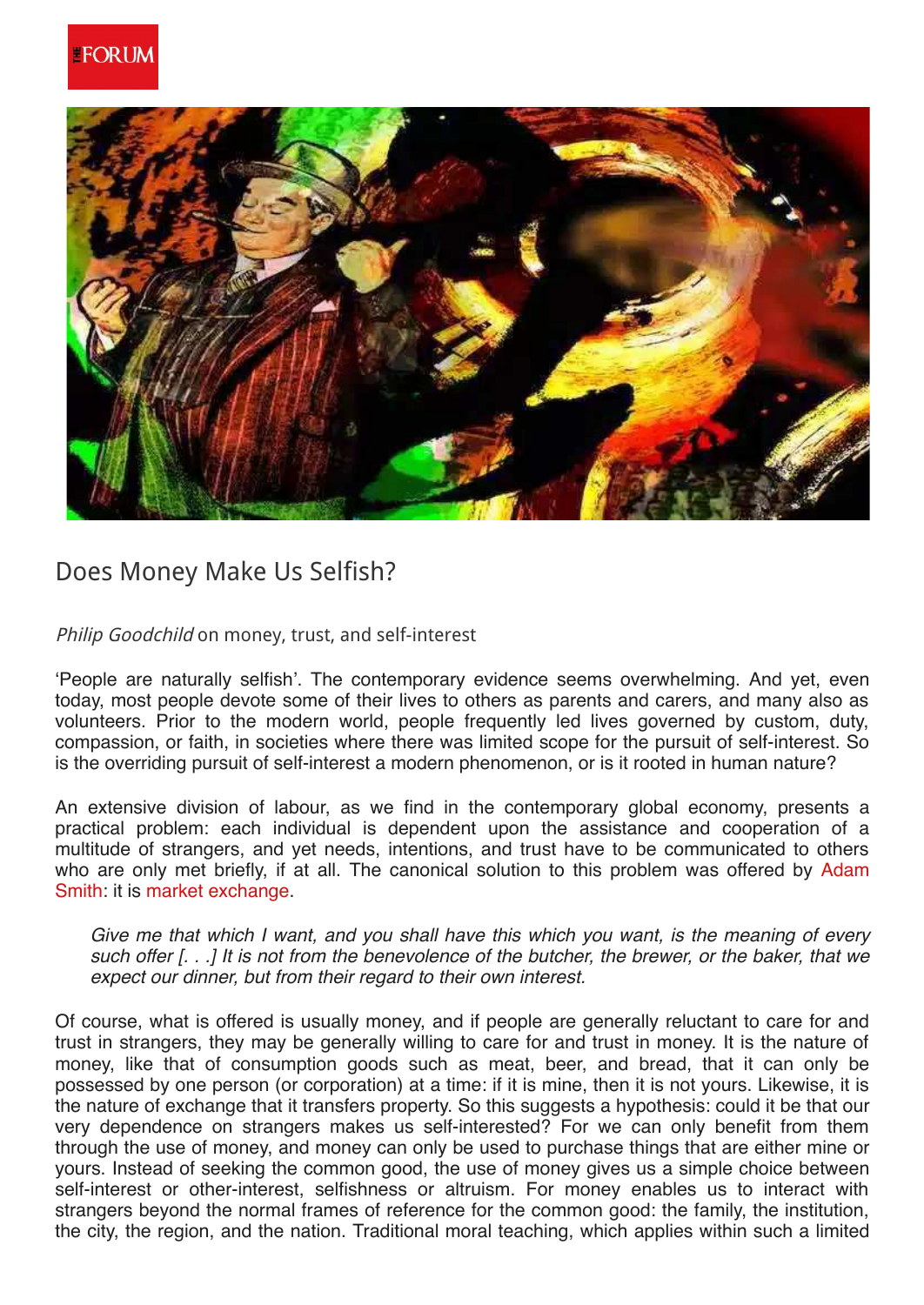# Does Money Make Us Selfish?

*Philip Goodchild* on money, trust, and self-interest

'People are naturally selfish'. The contemporary evidence seems overwhelming. And yet, even today, most people devote some of their lives to others as parents and carers, and many also as volunteers. Prior to the modern world, people frequently led lives governed by custom, duty, compassion, or faith, in societies where there was limited scope for the pursuit of self-interest. So is the overriding pursuit of self-interest a modern phenomenon, or is it rooted in human nature?

An extensive division of labour, as we find in the contemporary global economy, presents a practical problem: each individual is dependent upon the assistance and cooperation of a multitude of strangers, and yet needs, intentions, and trust have to be communicated to others who are only met briefly, if at all. The canonical solution to this problem was offered by Adam Smith: it is market exchange.

> *Give me that which I want, and you shall have this which you want, is the meaning of every such offer [. . .] It is not from the benevolence of the butcher, the brewer, or the baker, that we expect our dinner, but from their regard to their own interest.*

Of course, what is offered is usually money, and if people are generally reluctant to care for and trust in strangers, they may be generally willing to care for and trust in money. It is the nature of money, like that of consumption goods such as meat, beer, and bread, that it can only be possessed by one person (or corporation) at a time: if it is mine, then it is not yours. Likewise, it is the nature of exchange that it transfers property. So this suggests a hypothesis: could it be that our very dependence on strangers makes us self-interested? For we can only benefit from them through the use of money, and money can only be used to purchase things that are either mine or yours. Instead of seeking the common good, the use of money gives us a simple choice between self-interest or other-interest, selfishness or altruism. For money enables us to interact with strangers beyond the normal frames of reference for the common good: the family, the institution, the city, the region, and the nation. Traditional moral teaching, which applies within such a limited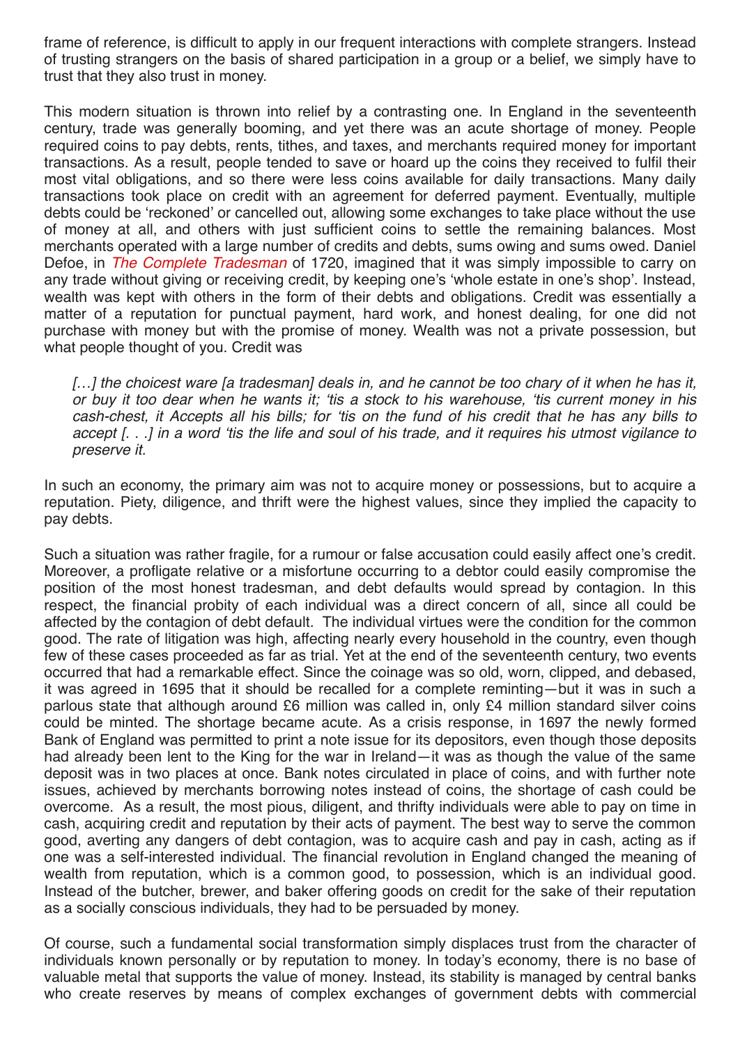frame of reference, is difficult to apply in our frequent interactions with complete strangers. Instead of trusting strangers on the basis of shared participation in a group or a belief, we simply have to trust that they also trust in money.

This modern situation is thrown into relief by a contrasting one. In England in the seventeenth century, trade was generally booming, and yet there was an acute shortage of money. People required coins to pay debts, rents, tithes, and taxes, and merchants required money for important transactions. As a result, people tended to save or hoard up the coins they received to fulfil their most vital obligations, and so there were less coins available for daily transactions. Many daily transactions took place on credit with an agreement for deferred payment. Eventually, multiple debts could be 'reckoned' or cancelled out, allowing some exchanges to take place without the use of money at all, and others with just sufficient coins to settle the remaining balances. Most merchants operated with a large number of credits and debts, sums owing and sums owed. Daniel Defoe, in *The Complete Tradesman* of 1720, imagined that it was simply impossible to carry on any trade without giving or receiving credit, by keeping one's 'whole estate in one's shop'. Instead, wealth was kept with others in the form of their debts and obligations. Credit was essentially a matter of a reputation for punctual payment, hard work, and honest dealing, for one did not purchase with money but with the promise of money. Wealth was not a private possession, but what people thought of you. Credit was

> *[…] the choicest ware [a tradesman] deals in, and he cannot be too chary of it when he has it, or buy it too dear when he wants it; 'tis a stock to his warehouse, 'tis current money in his cash-chest, it Accepts all his bills; for 'tis on the fund of his credit that he has any bills to accept [. . .] in a word 'tis the life and soul of his trade, and it requires his utmost vigilance to preserve it.*

In such an economy, the primary aim was not to acquire money or possessions, but to acquire a reputation. Piety, diligence, and thrift were the highest values, since they implied the capacity to pay debts.

Such a situation was rather fragile, for a rumour or false accusation could easily affect one's credit. Moreover, a profligate relative or a misfortune occurring to a debtor could easily compromise the position of the most honest tradesman, and debt defaults would spread by contagion. In this respect, the financial probity of each individual was a direct concern of all, since all could be affected by the contagion of debt default. The individual virtues were the condition for the common good. The rate of litigation was high, affecting nearly every household in the country, even though few of these cases proceeded as far as trial. Yet at the end of the seventeenth century, two events occurred that had a remarkable effect. Since the coinage was so old, worn, clipped, and debased, it was agreed in 1695 that it should be recalled for a complete reminting—but it was in such a parlous state that although around £6 million was called in, only £4 million standard silver coins could be minted. The shortage became acute. As a crisis response, in 1697 the newly formed Bank of England was permitted to print a note issue for its depositors, even though those deposits had already been lent to the King for the war in Ireland—it was as though the value of the same deposit was in two places at once. Bank notes circulated in place of coins, and with further note issues, achieved by merchants borrowing notes instead of coins, the shortage of cash could be overcome. As a result, the most pious, diligent, and thrifty individuals were able to pay on time in cash, acquiring credit and reputation by their acts of payment. The best way to serve the common good, averting any dangers of debt contagion, was to acquire cash and pay in cash, acting as if one was a self-interested individual. The financial revolution in England changed the meaning of wealth from reputation, which is a common good, to possession, which is an individual good. Instead of the butcher, brewer, and baker offering goods on credit for the sake of their reputation as a socially conscious individuals, they had to be persuaded by money.

Of course, such a fundamental social transformation simply displaces trust from the character of individuals known personally or by reputation to money. In today's economy, there is no base of valuable metal that supports the value of money. Instead, its stability is managed by central banks who create reserves by means of complex exchanges of government debts with commercial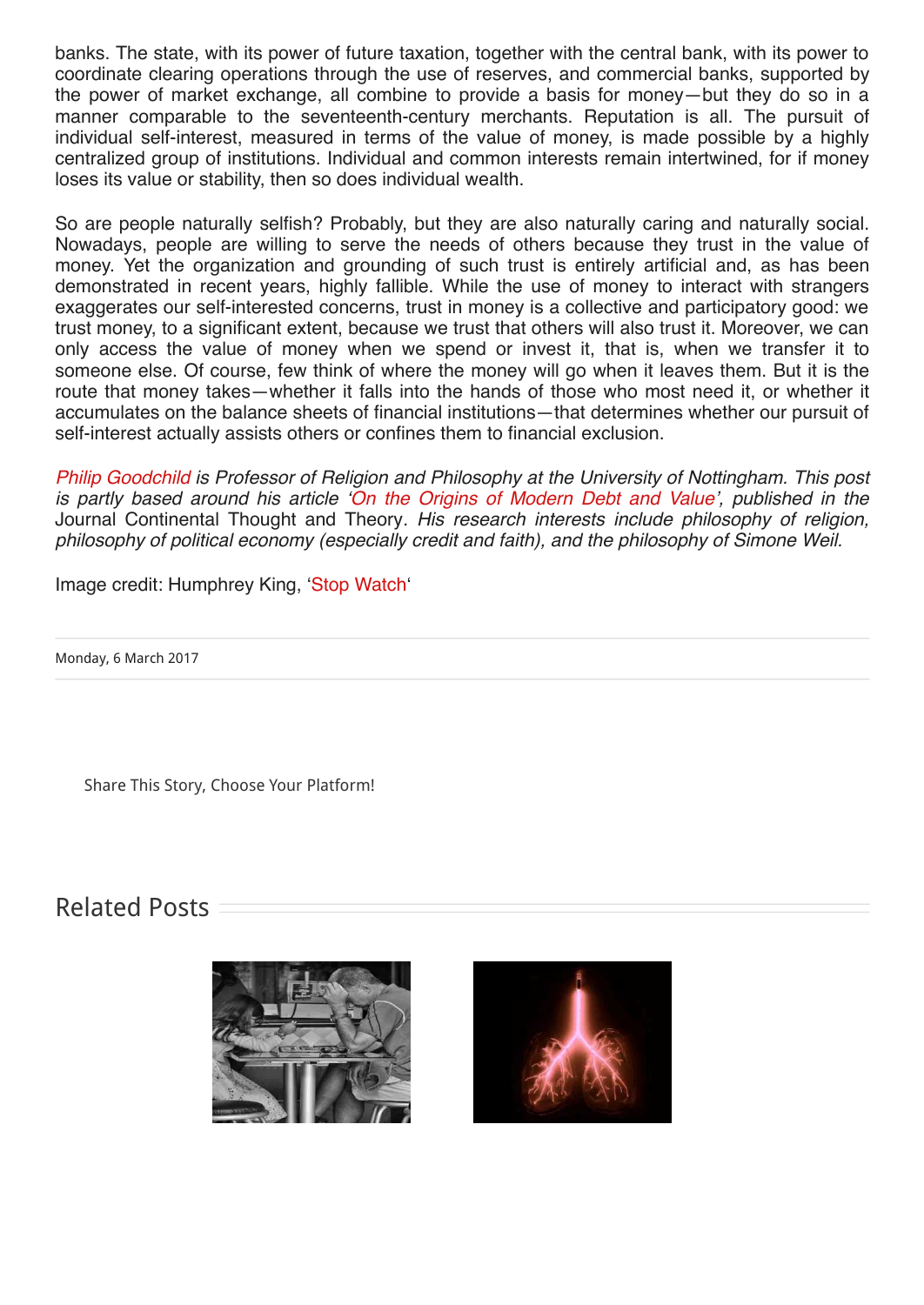banks. The state, with its power of future taxation, together with the central bank, with its power to coordinate clearing operations through the use of reserves, and commercial banks, supported by the power of market exchange, all combine to provide a basis for money—but they do so in a manner comparable to the seventeenth-century merchants. Reputation is all. The pursuit of individual self-interest, measured in terms of the value of money, is made possible by a highly centralized group of institutions. Individual and common interests remain intertwined, for if money loses its value or stability, then so does individual wealth.

So are people naturally selfish? Probably, but they are also naturally caring and naturally social. Nowadays, people are willing to serve the needs of others because they trust in the value of money. Yet the organization and grounding of such trust is entirely artificial and, as has been demonstrated in recent years, highly fallible. While the use of money to interact with strangers exaggerates our self-interested concerns, trust in money is a collective and participatory good: we trust money, to a significant extent, because we trust that others will also trust it. Moreover, we can only access the value of money when we spend or invest it, that is, when we transfer it to someone else. Of course, few think of where the money will go when it leaves them. But it is the route that money takes—whether it falls into the hands of those who most need it, or whether it accumulates on the balance sheets of financial institutions—that determines whether our pursuit of self-interest actually assists others or confines them to financial exclusion.

*Philip Goodchild is Professor of Religion and Philosophy at the University of Nottingham. This post is partly based around his article 'On the Origins of Modern Debt and Value', published in the* Journal Continental Thought and Theory*. His research interests include philosophy of religion, philosophy of political economy (especially credit and faith), and the philosophy of Simone Weil.*

Image credit: Humphrey King, 'Stop Watch'

Monday, 6 March 2017

Share This Story, Choose Your Platform!

## Related Posts